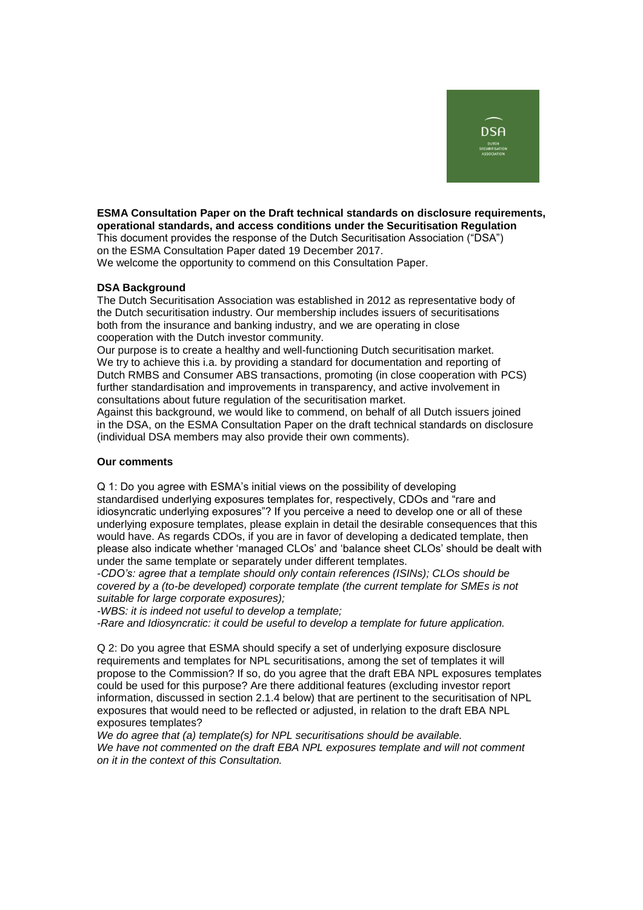**ESMA Consultation Paper on the Draft technical standards on disclosure requirements, operational standards, and access conditions under the Securitisation Regulation**

This document provides the response of the Dutch Securitisation Association ("DSA") on the ESMA Consultation Paper dated 19 December 2017.

We welcome the opportunity to commend on this Consultation Paper.

**DSA Background**

The Dutch Securitisation Association was established in 2012 as representative body of the Dutch securitisation industry. Our membership includes issuers of securitisations both from the insurance and banking industry, and we are operating in close cooperation with the Dutch investor community.

Our purpose is to create a healthy and well-functioning Dutch securitisation market. We try to achieve this i.a. by providing a standard for documentation and reporting of Dutch RMBS and Consumer ABS transactions, promoting (in close cooperation with PCS) further standardisation and improvements in transparency, and active involvement in consultations about future regulation of the securitisation market.

Against this background, we would like to commend, on behalf of all Dutch issuers joined in the DSA, on the ESMA Consultation Paper on the draft technical standards on disclosure (individual DSA members may also provide their own comments).

**Our comments**

Q 1: Do you agree with ESMA's initial views on the possibility of developing standardised underlying exposures templates for, respectively, CDOs and "rare and idiosyncratic underlying exposures"? If you perceive a need to develop one or all of these underlying exposure templates, please explain in detail the desirable consequences that this would have. As regards CDOs, if you are in favor of developing a dedicated template, then please also indicate whether 'managed CLOs' and 'balance sheet CLOs' should be dealt with under the same template or separately under different templates.

*-CDO's: agree that a template should only contain references (ISINs); CLOs should be covered by a (to-be developed) corporate template (the current template for SMEs is not suitable for large corporate exposures);*

*-WBS: it is indeed not useful to develop a template;*

*-Rare and Idiosyncratic: it could be useful to develop a template for future application.*

Q 2: Do you agree that ESMA should specify a set of underlying exposure disclosure requirements and templates for NPL securitisations, among the set of templates it will propose to the Commission? If so, do you agree that the draft EBA NPL exposures templates could be used for this purpose? Are there additional features (excluding investor report information, discussed in section 2.1.4 below) that are pertinent to the securitisation of NPL exposures that would need to be reflected or adjusted, in relation to the draft EBA NPL exposures templates?

*We do agree that (a) template(s) for NPL securitisations should be available. We have not commented on the draft EBA NPL exposures template and will not comment on it in the context of this Consultation.*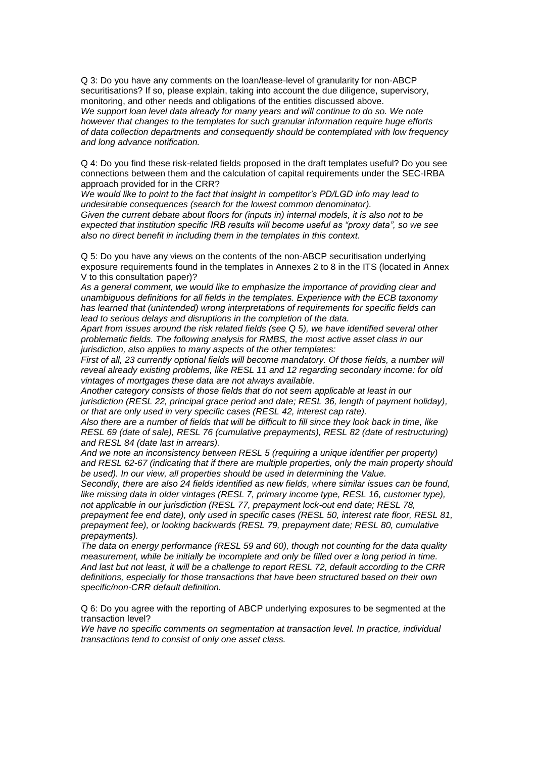Q 3: Do you have any comments on the loan/lease-level of granularity for non-ABCP securitisations? If so, please explain, taking into account the due diligence, supervisory, monitoring, and other needs and obligations of the entities discussed above.

*We support loan level data already for many years and will continue to do so. We note however that changes to the templates for such granular information require huge efforts of data collection departments and consequently should be contemplated with low frequency and long advance notification.*

Q 4: Do you find these risk-related fields proposed in the draft templates useful? Do you see connections between them and the calculation of capital requirements under the SEC-IRBA approach provided for in the CRR?

*We would like to point to the fact that insight in competitor's PD/LGD info may lead to undesirable consequences (search for the lowest common denominator).*

*Given the current debate about floors for (inputs in) internal models, it is also not to be expected that institution specific IRB results will become useful as "proxy data", so we see also no direct benefit in including them in the templates in this context.*

Q 5: Do you have any views on the contents of the non-ABCP securitisation underlying exposure requirements found in the templates in Annexes 2 to 8 in the ITS (located in Annex V to this consultation paper)?

*As a general comment, we would like to emphasize the importance of providing clear and unambiguous definitions for all fields in the templates. Experience with the ECB taxonomy has learned that (unintended) wrong interpretations of requirements for specific fields can lead to serious delays and disruptions in the completion of the data.*

*Apart from issues around the risk related fields (see Q 5), we have identified several other problematic fields. The following analysis for RMBS, the most active asset class in our jurisdiction, also applies to many aspects of the other templates:*

*First of all, 23 currently optional fields will become mandatory. Of those fields, a number will reveal already existing problems, like RESL 11 and 12 regarding secondary income: for old vintages of mortgages these data are not always available.*

*Another category consists of those fields that do not seem applicable at least in our jurisdiction (RESL 22, principal grace period and date; RESL 36, length of payment holiday), or that are only used in very specific cases (RESL 42, interest cap rate).*

*Also there are a number of fields that will be difficult to fill since they look back in time, like RESL 69 (date of sale), RESL 76 (cumulative prepayments), RESL 82 (date of restructuring) and RESL 84 (date last in arrears).*

*And we note an inconsistency between RESL 5 (requiring a unique identifier per property) and RESL 62-67 (indicating that if there are multiple properties, only the main property should be used). In our view, all properties should be used in determining the Value.*

*Secondly, there are also 24 fields identified as new fields, where similar issues can be found, like missing data in older vintages (RESL 7, primary income type, RESL 16, customer type), not applicable in our jurisdiction (RESL 77, prepayment lock-out end date; RESL 78, prepayment fee end date), only used in specific cases (RESL 50, interest rate floor, RESL 81, prepayment fee), or looking backwards (RESL 79, prepayment date; RESL 80, cumulative prepayments).*

*The data on energy performance (RESL 59 and 60), though not counting for the data quality measurement, while be initially be incomplete and only be filled over a long period in time.*

*And last but not least, it will be a challenge to report RESL 72, default according to the CRR definitions, especially for those transactions that have been structured based on their own specific/non-CRR default definition.*

Q 6: Do you agree with the reporting of ABCP underlying exposures to be segmented at the transaction level?

*We have no specific comments on segmentation at transaction level. In practice, individual transactions tend to consist of only one asset class.*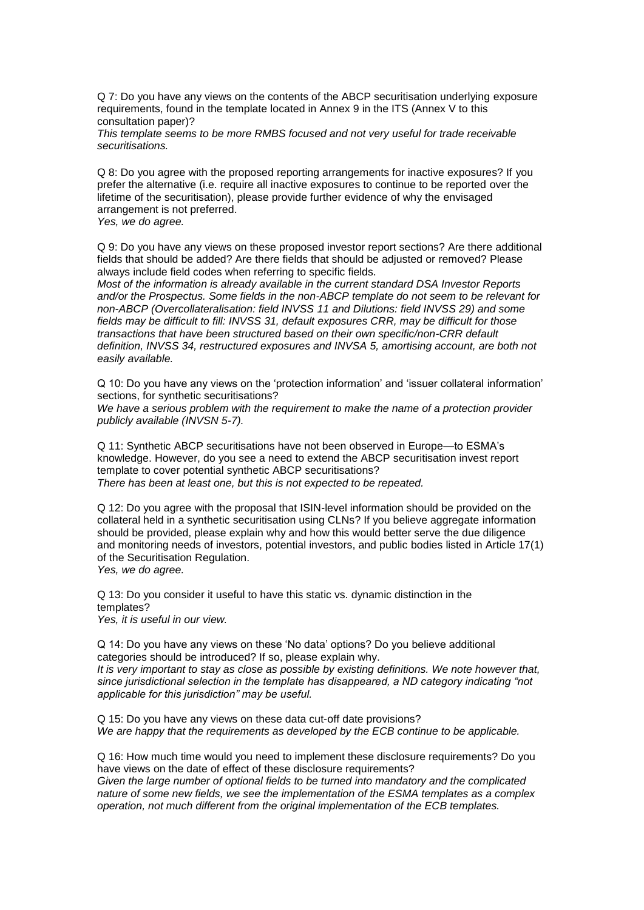Q 7: Do you have any views on the contents of the ABCP securitisation underlying exposure requirements, found in the template located in Annex 9 in the ITS (Annex V to this consultation paper)?
*This template seems to be more RMBS focused and not very useful for trade receivable securitisations.*

Q 8: Do you agree with the proposed reporting arrangements for inactive exposures? If you prefer the alternative (i.e. require all inactive exposures to continue to be reported over the lifetime of the securitisation), please provide further evidence of why the envisaged arrangement is not preferred.
*Yes, we do agree.*

Q 9: Do you have any views on these proposed investor report sections? Are there additional fields that should be added? Are there fields that should be adjusted or removed? Please always include field codes when referring to specific fields.
*Most of the information is already available in the current standard DSA Investor Reports and/or the Prospectus. Some fields in the non-ABCP template do not seem to be relevant for non-ABCP (Overcollateralisation: field INVSS 11 and Dilutions: field INVSS 29) and some fields may be difficult to fill: INVSS 31, default exposures CRR, may be difficult for those transactions that have been structured based on their own specific/non-CRR default definition, INVSS 34, restructured exposures and INVSA 5, amortising account, are both not easily available.*

Q 10: Do you have any views on the 'protection information' and 'issuer collateral information' sections, for synthetic securitisations?
*We have a serious problem with the requirement to make the name of a protection provider publicly available (INVSN 5-7).*

Q 11: Synthetic ABCP securitisations have not been observed in Europe—to ESMA's knowledge. However, do you see a need to extend the ABCP securitisation invest report template to cover potential synthetic ABCP securitisations?
*There has been at least one, but this is not expected to be repeated.*

Q 12: Do you agree with the proposal that ISIN-level information should be provided on the collateral held in a synthetic securitisation using CLNs? If you believe aggregate information should be provided, please explain why and how this would better serve the due diligence and monitoring needs of investors, potential investors, and public bodies listed in Article 17(1) of the Securitisation Regulation.
*Yes, we do agree.*

Q 13: Do you consider it useful to have this static vs. dynamic distinction in the templates?
*Yes, it is useful in our view.*

Q 14: Do you have any views on these 'No data' options? Do you believe additional categories should be introduced? If so, please explain why.
*It is very important to stay as close as possible by existing definitions. We note however that, since jurisdictional selection in the template has disappeared, a ND category indicating "not applicable for this jurisdiction" may be useful.*

Q 15: Do you have any views on these data cut-off date provisions?
*We are happy that the requirements as developed by the ECB continue to be applicable.*

Q 16: How much time would you need to implement these disclosure requirements? Do you have views on the date of effect of these disclosure requirements?
*Given the large number of optional fields to be turned into mandatory and the complicated nature of some new fields, we see the implementation of the ESMA templates as a complex operation, not much different from the original implementation of the ECB templates.*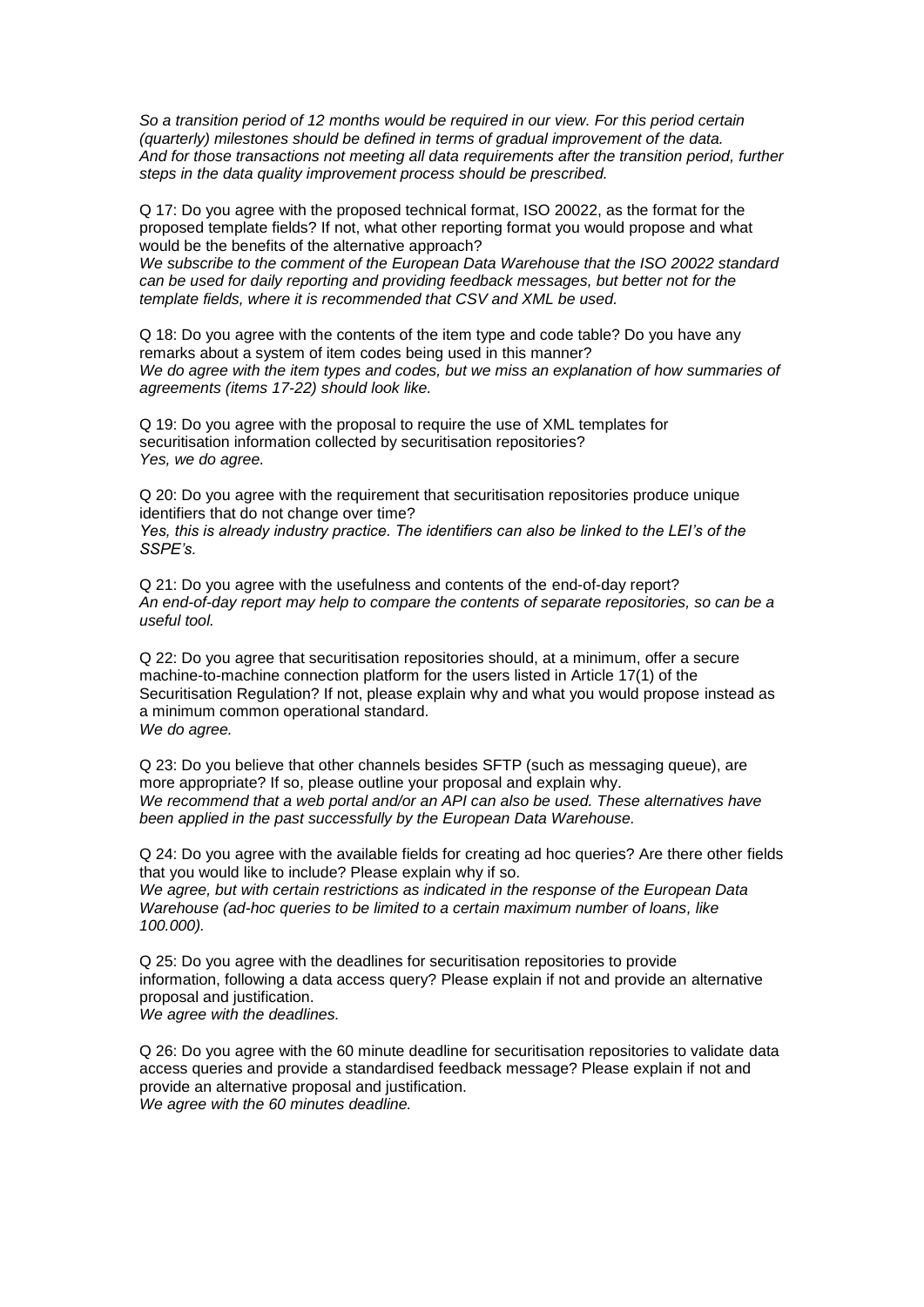*So a transition period of 12 months would be required in our view. For this period certain (quarterly) milestones should be defined in terms of gradual improvement of the data. And for those transactions not meeting all data requirements after the transition period, further steps in the data quality improvement process should be prescribed.*

Q 17: Do you agree with the proposed technical format, ISO 20022, as the format for the proposed template fields? If not, what other reporting format you would propose and what would be the benefits of the alternative approach?
*We subscribe to the comment of the European Data Warehouse that the ISO 20022 standard can be used for daily reporting and providing feedback messages, but better not for the template fields, where it is recommended that CSV and XML be used.*

Q 18: Do you agree with the contents of the item type and code table? Do you have any remarks about a system of item codes being used in this manner?
*We do agree with the item types and codes, but we miss an explanation of how summaries of agreements (items 17-22) should look like.*

Q 19: Do you agree with the proposal to require the use of XML templates for securitisation information collected by securitisation repositories?
*Yes, we do agree.*

Q 20: Do you agree with the requirement that securitisation repositories produce unique identifiers that do not change over time?
*Yes, this is already industry practice. The identifiers can also be linked to the LEI's of the SSPE's.*

Q 21: Do you agree with the usefulness and contents of the end-of-day report?
*An end-of-day report may help to compare the contents of separate repositories, so can be a useful tool.*

Q 22: Do you agree that securitisation repositories should, at a minimum, offer a secure machine-to-machine connection platform for the users listed in Article 17(1) of the Securitisation Regulation? If not, please explain why and what you would propose instead as a minimum common operational standard.
*We do agree.*

Q 23: Do you believe that other channels besides SFTP (such as messaging queue), are more appropriate? If so, please outline your proposal and explain why.
*We recommend that a web portal and/or an API can also be used. These alternatives have been applied in the past successfully by the European Data Warehouse.*

Q 24: Do you agree with the available fields for creating ad hoc queries? Are there other fields that you would like to include? Please explain why if so.
*We agree, but with certain restrictions as indicated in the response of the European Data Warehouse (ad-hoc queries to be limited to a certain maximum number of loans, like 100.000).*

Q 25: Do you agree with the deadlines for securitisation repositories to provide information, following a data access query? Please explain if not and provide an alternative proposal and justification.
*We agree with the deadlines.*

Q 26: Do you agree with the 60 minute deadline for securitisation repositories to validate data access queries and provide a standardised feedback message? Please explain if not and provide an alternative proposal and justification.
*We agree with the 60 minutes deadline.*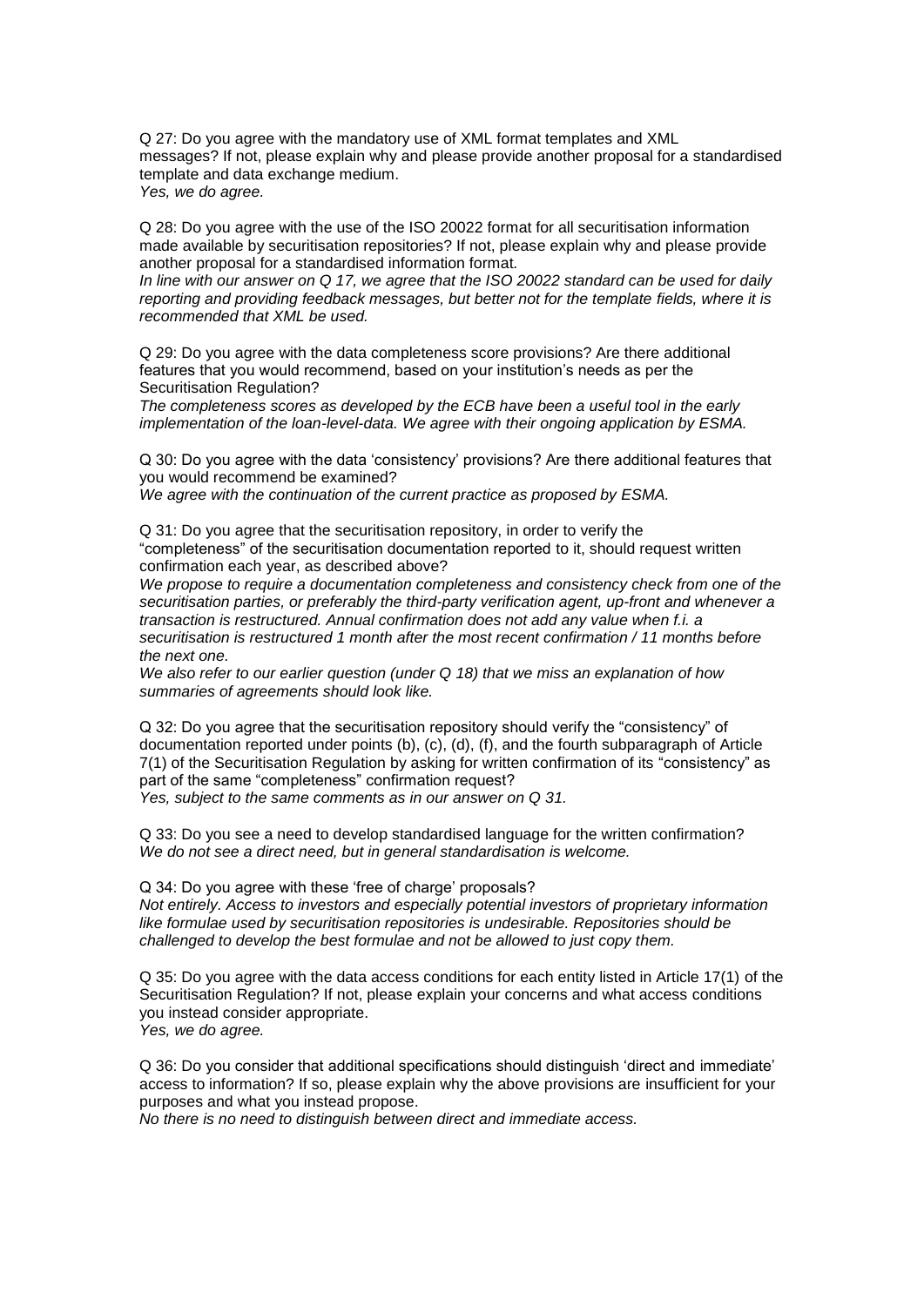Q 27: Do you agree with the mandatory use of XML format templates and XML messages? If not, please explain why and please provide another proposal for a standardised template and data exchange medium.
*Yes, we do agree.*

Q 28: Do you agree with the use of the ISO 20022 format for all securitisation information made available by securitisation repositories? If not, please explain why and please provide another proposal for a standardised information format.
*In line with our answer on Q 17, we agree that the ISO 20022 standard can be used for daily reporting and providing feedback messages, but better not for the template fields, where it is recommended that XML be used.*

Q 29: Do you agree with the data completeness score provisions? Are there additional features that you would recommend, based on your institution's needs as per the Securitisation Regulation?
*The completeness scores as developed by the ECB have been a useful tool in the early implementation of the loan-level-data. We agree with their ongoing application by ESMA.*

Q 30: Do you agree with the data 'consistency' provisions? Are there additional features that you would recommend be examined?
*We agree with the continuation of the current practice as proposed by ESMA.*

Q 31: Do you agree that the securitisation repository, in order to verify the "completeness" of the securitisation documentation reported to it, should request written confirmation each year, as described above?
*We propose to require a documentation completeness and consistency check from one of the securitisation parties, or preferably the third-party verification agent, up-front and whenever a transaction is restructured. Annual confirmation does not add any value when f.i. a securitisation is restructured 1 month after the most recent confirmation / 11 months before the next one.*
*We also refer to our earlier question (under Q 18) that we miss an explanation of how summaries of agreements should look like.*

Q 32: Do you agree that the securitisation repository should verify the "consistency" of documentation reported under points (b), (c), (d), (f), and the fourth subparagraph of Article 7(1) of the Securitisation Regulation by asking for written confirmation of its "consistency" as part of the same "completeness" confirmation request?
*Yes, subject to the same comments as in our answer on Q 31.*

Q 33: Do you see a need to develop standardised language for the written confirmation?
*We do not see a direct need, but in general standardisation is welcome.*

Q 34: Do you agree with these 'free of charge' proposals?
*Not entirely. Access to investors and especially potential investors of proprietary information like formulae used by securitisation repositories is undesirable. Repositories should be challenged to develop the best formulae and not be allowed to just copy them.*

Q 35: Do you agree with the data access conditions for each entity listed in Article 17(1) of the Securitisation Regulation? If not, please explain your concerns and what access conditions you instead consider appropriate.
*Yes, we do agree.*

Q 36: Do you consider that additional specifications should distinguish 'direct and immediate' access to information? If so, please explain why the above provisions are insufficient for your purposes and what you instead propose.
*No there is no need to distinguish between direct and immediate access.*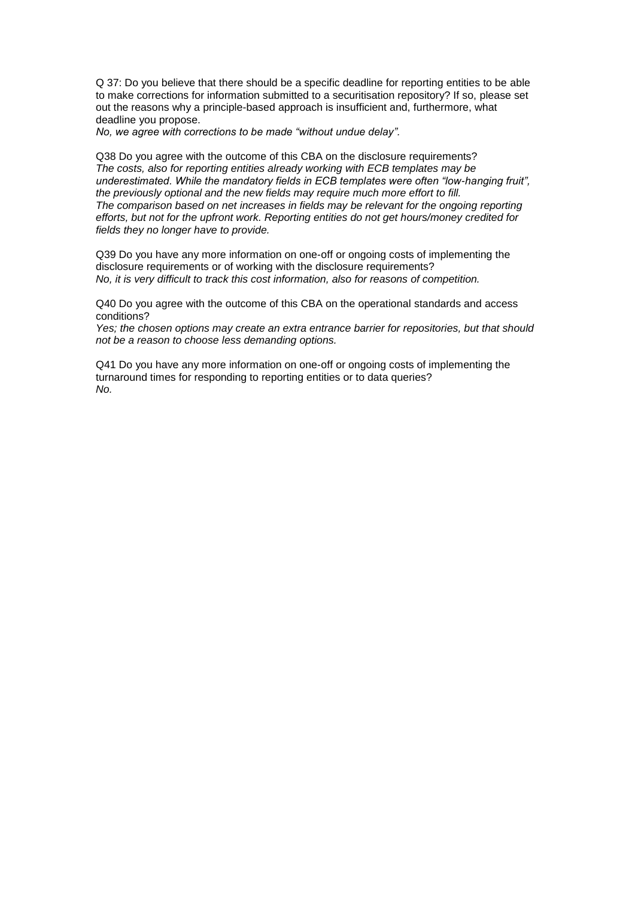Q 37: Do you believe that there should be a specific deadline for reporting entities to be able to make corrections for information submitted to a securitisation repository? If so, please set out the reasons why a principle-based approach is insufficient and, furthermore, what deadline you propose.

*No, we agree with corrections to be made "without undue delay".*

Q38 Do you agree with the outcome of this CBA on the disclosure requirements?

*The costs, also for reporting entities already working with ECB templates may be underestimated. While the mandatory fields in ECB templates were often "low-hanging fruit", the previously optional and the new fields may require much more effort to fill.*
*The comparison based on net increases in fields may be relevant for the ongoing reporting efforts, but not for the upfront work. Reporting entities do not get hours/money credited for fields they no longer have to provide.*

Q39 Do you have any more information on one-off or ongoing costs of implementing the disclosure requirements or of working with the disclosure requirements?

*No, it is very difficult to track this cost information, also for reasons of competition.*

Q40 Do you agree with the outcome of this CBA on the operational standards and access conditions?

*Yes; the chosen options may create an extra entrance barrier for repositories, but that should not be a reason to choose less demanding options.*

Q41 Do you have any more information on one-off or ongoing costs of implementing the turnaround times for responding to reporting entities or to data queries?

*No.*